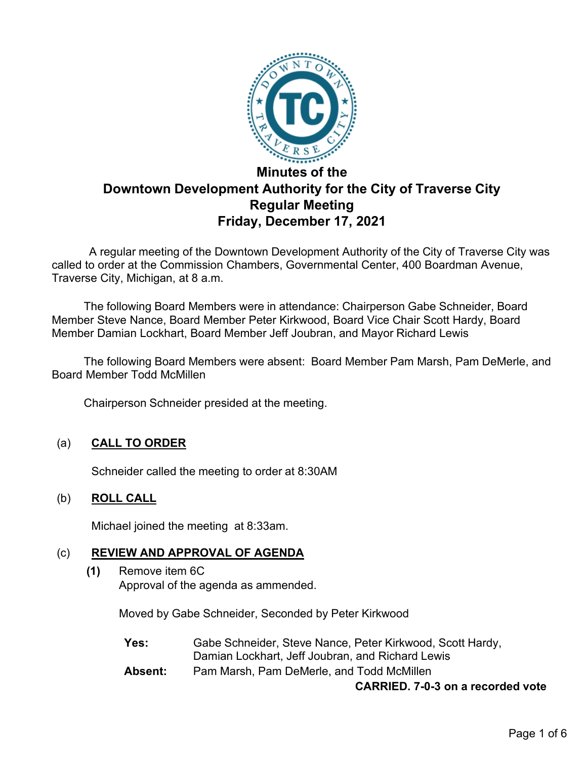# Minutes of the
# Downtown Development Authority for the City of Traverse City
## Regular Meeting
## Friday, December 17, 2021

A regular meeting of the Downtown Development Authority of the City of Traverse City was called to order at the Commission Chambers, Governmental Center, 400 Boardman Avenue, Traverse City, Michigan, at 8 a.m.

The following Board Members were in attendance: Chairperson Gabe Schneider, Board Member Steve Nance, Board Member Peter Kirkwood, Board Vice Chair Scott Hardy, Board Member Damian Lockhart, Board Member Jeff Joubran, and Mayor Richard Lewis

The following Board Members were absent: Board Member Pam Marsh, Pam DeMerle, and Board Member Todd McMillen

Chairperson Schneider presided at the meeting.

(a) **CALL TO ORDER**

Schneider called the meeting to order at 8:30AM

(b) **ROLL CALL**

Michael joined the meeting at 8:33am.

(c) **REVIEW AND APPROVAL OF AGENDA**

**(1)** Remove item 6C
Approval of the agenda as ammended.

Moved by Gabe Schneider, Seconded by Peter Kirkwood

**Yes:** Gabe Schneider, Steve Nance, Peter Kirkwood, Scott Hardy, Damian Lockhart, Jeff Joubran, and Richard Lewis

**Absent:** Pam Marsh, Pam DeMerle, and Todd McMillen

**CARRIED. 7-0-3 on a recorded vote**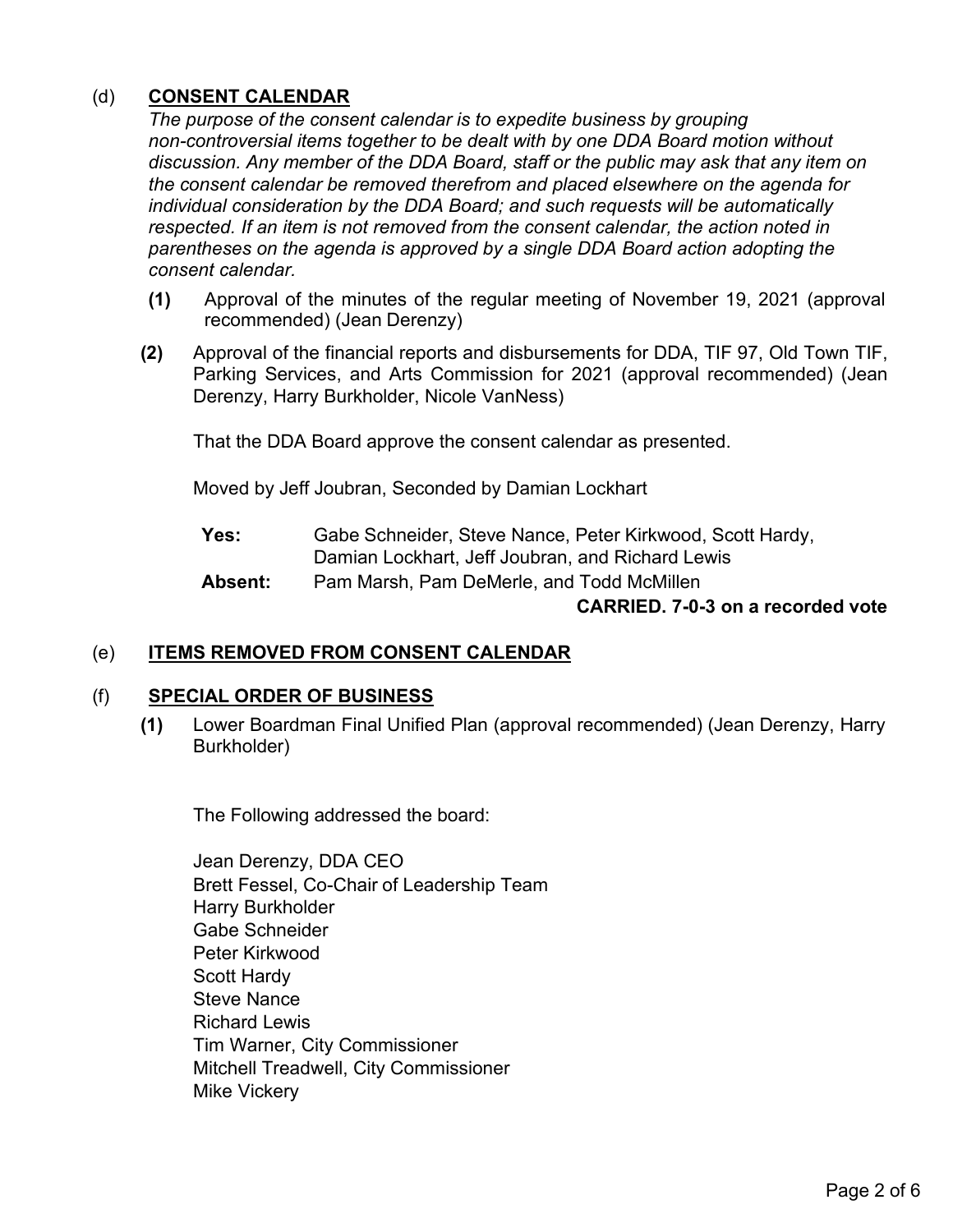(d) **CONSENT CALENDAR**

*The purpose of the consent calendar is to expedite business by grouping non-controversial items together to be dealt with by one DDA Board motion without discussion. Any member of the DDA Board, staff or the public may ask that any item on the consent calendar be removed therefrom and placed elsewhere on the agenda for individual consideration by the DDA Board; and such requests will be automatically respected. If an item is not removed from the consent calendar, the action noted in parentheses on the agenda is approved by a single DDA Board action adopting the consent calendar.*

**(1)** Approval of the minutes of the regular meeting of November 19, 2021 (approval recommended) (Jean Derenzy)

**(2)** Approval of the financial reports and disbursements for DDA, TIF 97, Old Town TIF, Parking Services, and Arts Commission for 2021 (approval recommended) (Jean Derenzy, Harry Burkholder, Nicole VanNess)

That the DDA Board approve the consent calendar as presented.

Moved by Jeff Joubran, Seconded by Damian Lockhart

**Yes:** Gabe Schneider, Steve Nance, Peter Kirkwood, Scott Hardy, Damian Lockhart, Jeff Joubran, and Richard Lewis

**Absent:** Pam Marsh, Pam DeMerle, and Todd McMillen

**CARRIED. 7-0-3 on a recorded vote**

(e) **ITEMS REMOVED FROM CONSENT CALENDAR**

(f) **SPECIAL ORDER OF BUSINESS**

**(1)** Lower Boardman Final Unified Plan (approval recommended) (Jean Derenzy, Harry Burkholder)

The Following addressed the board:

Jean Derenzy, DDA CEO
Brett Fessel, Co-Chair of Leadership Team
Harry Burkholder
Gabe Schneider
Peter Kirkwood
Scott Hardy
Steve Nance
Richard Lewis
Tim Warner, City Commissioner
Mitchell Treadwell, City Commissioner
Mike Vickery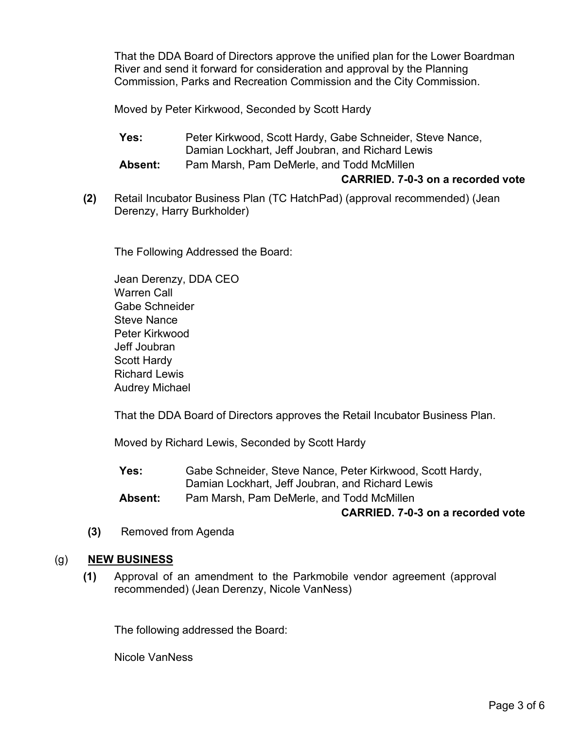That the DDA Board of Directors approve the unified plan for the Lower Boardman River and send it forward for consideration and approval by the Planning Commission, Parks and Recreation Commission and the City Commission.

Moved by Peter Kirkwood, Seconded by Scott Hardy

| | |
|---|---|
| **Yes:** | Peter Kirkwood, Scott Hardy, Gabe Schneider, Steve Nance, Damian Lockhart, Jeff Joubran, and Richard Lewis |
| **Absent:** | Pam Marsh, Pam DeMerle, and Todd McMillen |

**CARRIED. 7-0-3 on a recorded vote**

**(2)** Retail Incubator Business Plan (TC HatchPad) (approval recommended) (Jean Derenzy, Harry Burkholder)

The Following Addressed the Board:

Jean Derenzy, DDA CEO
Warren Call
Gabe Schneider
Steve Nance
Peter Kirkwood
Jeff Joubran
Scott Hardy
Richard Lewis
Audrey Michael

That the DDA Board of Directors approves the Retail Incubator Business Plan.

Moved by Richard Lewis, Seconded by Scott Hardy

| | |
|---|---|
| **Yes:** | Gabe Schneider, Steve Nance, Peter Kirkwood, Scott Hardy, Damian Lockhart, Jeff Joubran, and Richard Lewis |
| **Absent:** | Pam Marsh, Pam DeMerle, and Todd McMillen |

**CARRIED. 7-0-3 on a recorded vote**

**(3)** Removed from Agenda

## (g) NEW BUSINESS

**(1)** Approval of an amendment to the Parkmobile vendor agreement (approval recommended) (Jean Derenzy, Nicole VanNess)

The following addressed the Board:

Nicole VanNess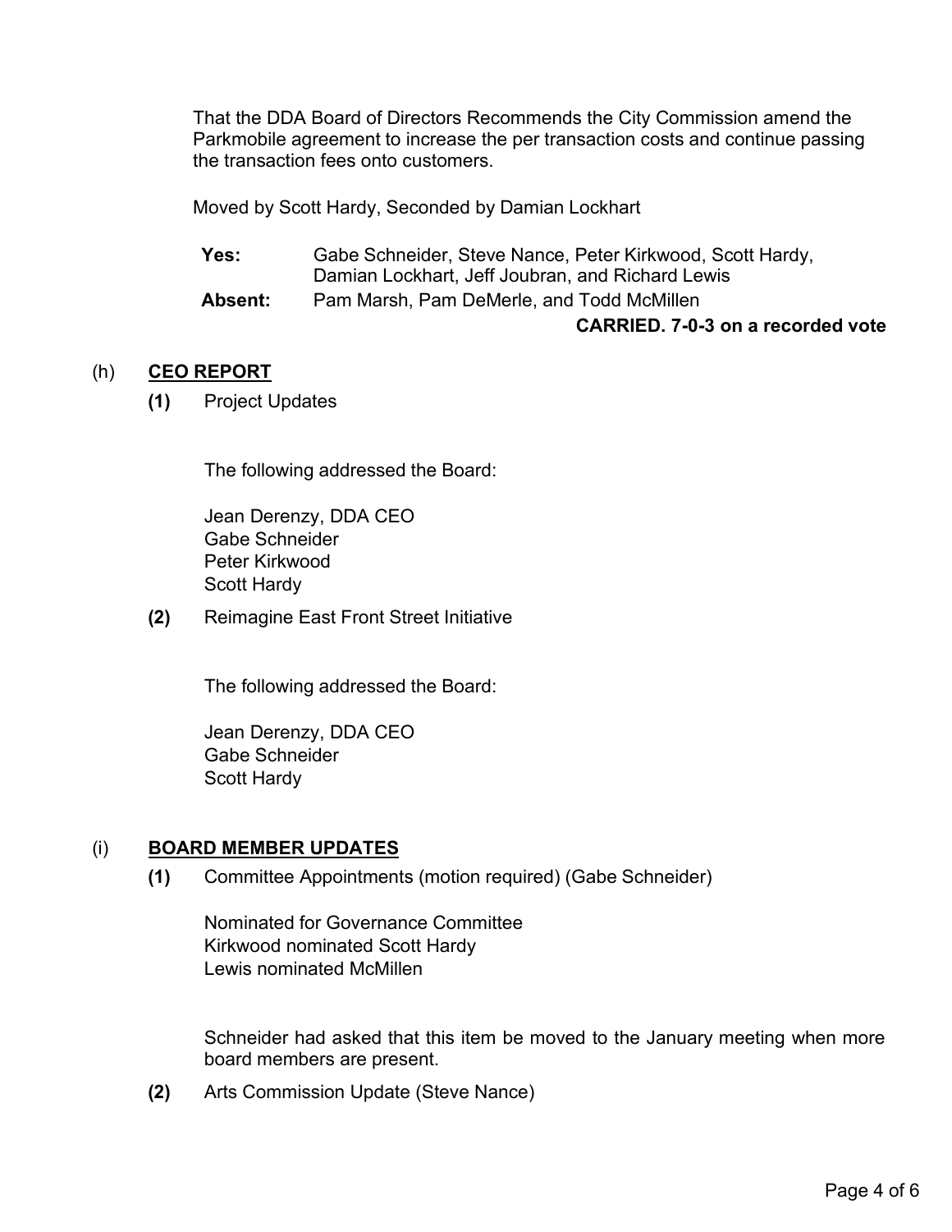That the DDA Board of Directors Recommends the City Commission amend the Parkmobile agreement to increase the per transaction costs and continue passing the transaction fees onto customers.

Moved by Scott Hardy, Seconded by Damian Lockhart

**Yes:** Gabe Schneider, Steve Nance, Peter Kirkwood, Scott Hardy, Damian Lockhart, Jeff Joubran, and Richard Lewis
**Absent:** Pam Marsh, Pam DeMerle, and Todd McMillen

**CARRIED. 7-0-3 on a recorded vote**

(h) **CEO REPORT**

**(1)** Project Updates

The following addressed the Board:

Jean Derenzy, DDA CEO
Gabe Schneider
Peter Kirkwood
Scott Hardy

**(2)** Reimagine East Front Street Initiative

The following addressed the Board:

Jean Derenzy, DDA CEO
Gabe Schneider
Scott Hardy

(i) **BOARD MEMBER UPDATES**

**(1)** Committee Appointments (motion required) (Gabe Schneider)

Nominated for Governance Committee
Kirkwood nominated Scott Hardy
Lewis nominated McMillen

Schneider had asked that this item be moved to the January meeting when more board members are present.

**(2)** Arts Commission Update (Steve Nance)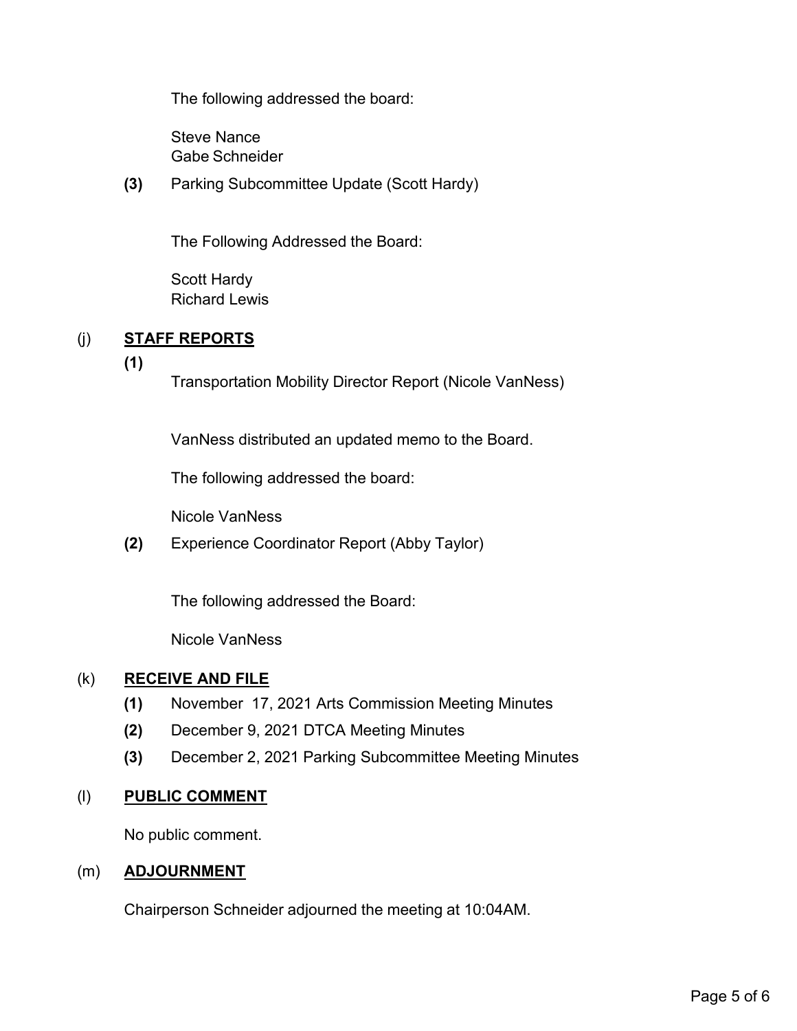The following addressed the board:

Steve Nance
Gabe Schneider

**(3)** Parking Subcommittee Update (Scott Hardy)

The Following Addressed the Board:

Scott Hardy
Richard Lewis

## (j) STAFF REPORTS

**(1)** Transportation Mobility Director Report (Nicole VanNess)

VanNess distributed an updated memo to the Board.

The following addressed the board:

Nicole VanNess

**(2)** Experience Coordinator Report (Abby Taylor)

The following addressed the Board:

Nicole VanNess

## (k) RECEIVE AND FILE

**(1)** November 17, 2021 Arts Commission Meeting Minutes

**(2)** December 9, 2021 DTCA Meeting Minutes

**(3)** December 2, 2021 Parking Subcommittee Meeting Minutes

## (l) PUBLIC COMMENT

No public comment.

## (m) ADJOURNMENT

Chairperson Schneider adjourned the meeting at 10:04AM.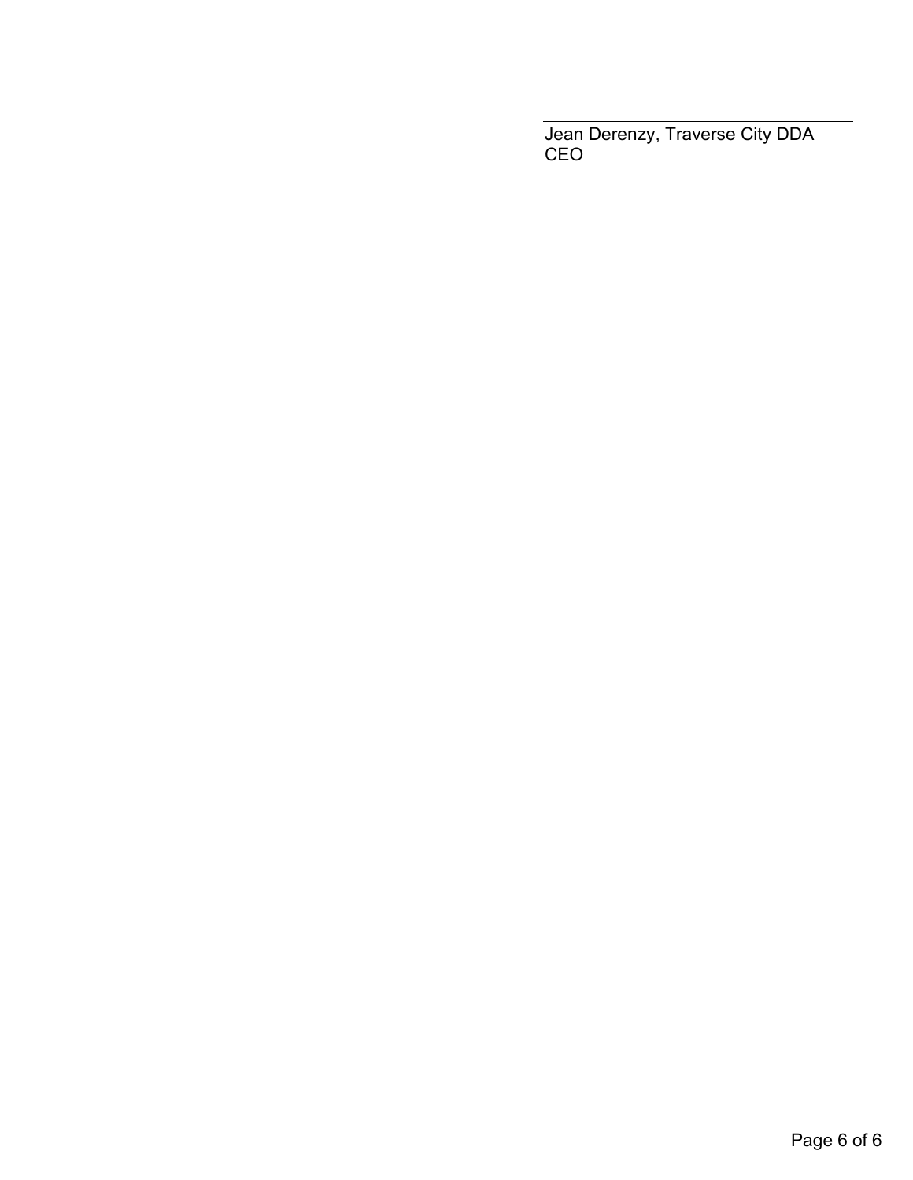\_\_\_\_\_\_\_\_\_\_\_\_\_\_\_\_\_\_\_\_\_\_\_\_\_\_\_\_\_\_\_\_\_\_\_\_

Jean Derenzy, Traverse City DDA
CEO